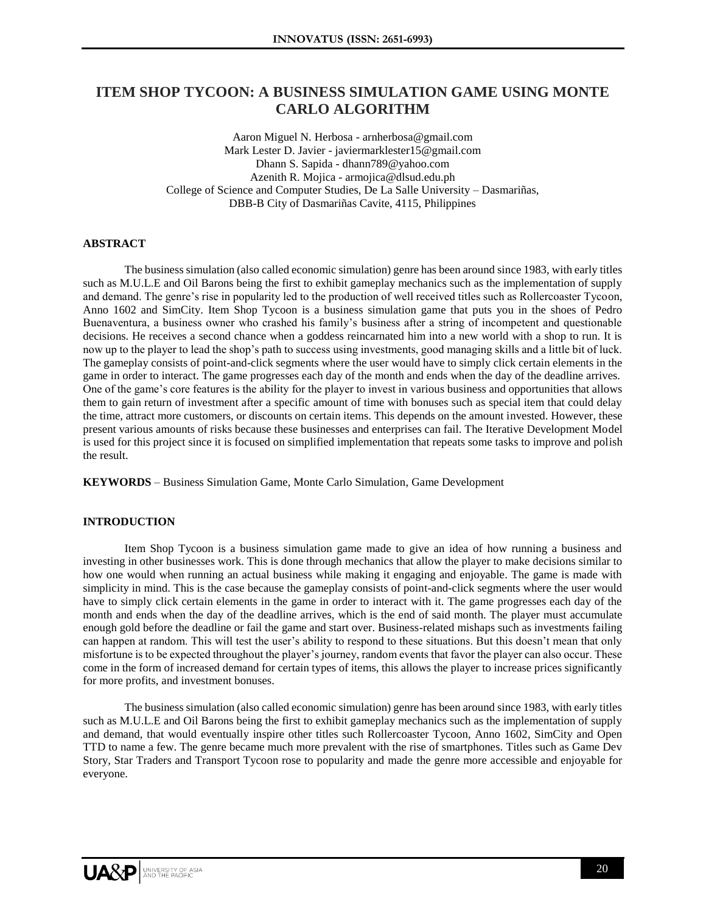# ITEM SHOP TYCOON: A BUSINESS SIMULATION GAME USING MONTE CARLO ALGORITHM

Aaron Miguel N. Herbosa - arnherbosa@gmail.com
Mark Lester D. Javier - javiermarklester15@gmail.com
Dhann S. Sapida - dhann789@yahoo.com
Azenith R. Mojica - armojica@dlsud.edu.ph
College of Science and Computer Studies, De La Salle University – Dasmariñas,
DBB-B City of Dasmariñas Cavite, 4115, Philippines

## ABSTRACT

The business simulation (also called economic simulation) genre has been around since 1983, with early titles such as M.U.L.E and Oil Barons being the first to exhibit gameplay mechanics such as the implementation of supply and demand. The genre's rise in popularity led to the production of well received titles such as Rollercoaster Tycoon, Anno 1602 and SimCity. Item Shop Tycoon is a business simulation game that puts you in the shoes of Pedro Buenaventura, a business owner who crashed his family's business after a string of incompetent and questionable decisions. He receives a second chance when a goddess reincarnated him into a new world with a shop to run. It is now up to the player to lead the shop's path to success using investments, good managing skills and a little bit of luck. The gameplay consists of point-and-click segments where the user would have to simply click certain elements in the game in order to interact. The game progresses each day of the month and ends when the day of the deadline arrives. One of the game's core features is the ability for the player to invest in various business and opportunities that allows them to gain return of investment after a specific amount of time with bonuses such as special item that could delay the time, attract more customers, or discounts on certain items. This depends on the amount invested. However, these present various amounts of risks because these businesses and enterprises can fail. The Iterative Development Model is used for this project since it is focused on simplified implementation that repeats some tasks to improve and polish the result.

**KEYWORDS** – Business Simulation Game, Monte Carlo Simulation, Game Development

## INTRODUCTION

Item Shop Tycoon is a business simulation game made to give an idea of how running a business and investing in other businesses work. This is done through mechanics that allow the player to make decisions similar to how one would when running an actual business while making it engaging and enjoyable. The game is made with simplicity in mind. This is the case because the gameplay consists of point-and-click segments where the user would have to simply click certain elements in the game in order to interact with it. The game progresses each day of the month and ends when the day of the deadline arrives, which is the end of said month. The player must accumulate enough gold before the deadline or fail the game and start over. Business-related mishaps such as investments failing can happen at random. This will test the user's ability to respond to these situations. But this doesn't mean that only misfortune is to be expected throughout the player's journey, random events that favor the player can also occur. These come in the form of increased demand for certain types of items, this allows the player to increase prices significantly for more profits, and investment bonuses.

The business simulation (also called economic simulation) genre has been around since 1983, with early titles such as M.U.L.E and Oil Barons being the first to exhibit gameplay mechanics such as the implementation of supply and demand, that would eventually inspire other titles such Rollercoaster Tycoon, Anno 1602, SimCity and Open TTD to name a few. The genre became much more prevalent with the rise of smartphones. Titles such as Game Dev Story, Star Traders and Transport Tycoon rose to popularity and made the genre more accessible and enjoyable for everyone.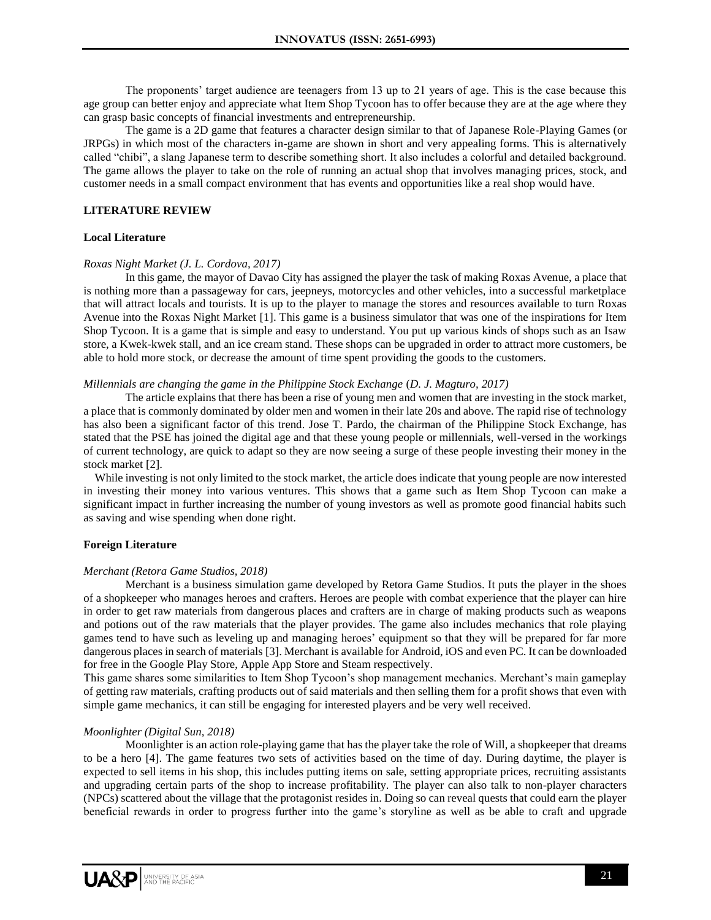The proponents' target audience are teenagers from 13 up to 21 years of age. This is the case because this age group can better enjoy and appreciate what Item Shop Tycoon has to offer because they are at the age where they can grasp basic concepts of financial investments and entrepreneurship.

The game is a 2D game that features a character design similar to that of Japanese Role-Playing Games (or JRPGs) in which most of the characters in-game are shown in short and very appealing forms. This is alternatively called "chibi", a slang Japanese term to describe something short. It also includes a colorful and detailed background. The game allows the player to take on the role of running an actual shop that involves managing prices, stock, and customer needs in a small compact environment that has events and opportunities like a real shop would have.

## LITERATURE REVIEW

### Local Literature

*Roxas Night Market (J. L. Cordova, 2017)*

In this game, the mayor of Davao City has assigned the player the task of making Roxas Avenue, a place that is nothing more than a passageway for cars, jeepneys, motorcycles and other vehicles, into a successful marketplace that will attract locals and tourists. It is up to the player to manage the stores and resources available to turn Roxas Avenue into the Roxas Night Market [1]. This game is a business simulator that was one of the inspirations for Item Shop Tycoon. It is a game that is simple and easy to understand. You put up various kinds of shops such as an Isaw store, a Kwek-kwek stall, and an ice cream stand. These shops can be upgraded in order to attract more customers, be able to hold more stock, or decrease the amount of time spent providing the goods to the customers.

*Millennials are changing the game in the Philippine Stock Exchange (D. J. Magturo, 2017)*

The article explains that there has been a rise of young men and women that are investing in the stock market, a place that is commonly dominated by older men and women in their late 20s and above. The rapid rise of technology has also been a significant factor of this trend. Jose T. Pardo, the chairman of the Philippine Stock Exchange, has stated that the PSE has joined the digital age and that these young people or millennials, well-versed in the workings of current technology, are quick to adapt so they are now seeing a surge of these people investing their money in the stock market [2].

While investing is not only limited to the stock market, the article does indicate that young people are now interested in investing their money into various ventures. This shows that a game such as Item Shop Tycoon can make a significant impact in further increasing the number of young investors as well as promote good financial habits such as saving and wise spending when done right.

### Foreign Literature

*Merchant (Retora Game Studios, 2018)*

Merchant is a business simulation game developed by Retora Game Studios. It puts the player in the shoes of a shopkeeper who manages heroes and crafters. Heroes are people with combat experience that the player can hire in order to get raw materials from dangerous places and crafters are in charge of making products such as weapons and potions out of the raw materials that the player provides. The game also includes mechanics that role playing games tend to have such as leveling up and managing heroes' equipment so that they will be prepared for far more dangerous places in search of materials [3]. Merchant is available for Android, iOS and even PC. It can be downloaded for free in the Google Play Store, Apple App Store and Steam respectively.

This game shares some similarities to Item Shop Tycoon's shop management mechanics. Merchant's main gameplay of getting raw materials, crafting products out of said materials and then selling them for a profit shows that even with simple game mechanics, it can still be engaging for interested players and be very well received.

*Moonlighter (Digital Sun, 2018)*

Moonlighter is an action role-playing game that has the player take the role of Will, a shopkeeper that dreams to be a hero [4]. The game features two sets of activities based on the time of day. During daytime, the player is expected to sell items in his shop, this includes putting items on sale, setting appropriate prices, recruiting assistants and upgrading certain parts of the shop to increase profitability. The player can also talk to non-player characters (NPCs) scattered about the village that the protagonist resides in. Doing so can reveal quests that could earn the player beneficial rewards in order to progress further into the game's storyline as well as be able to craft and upgrade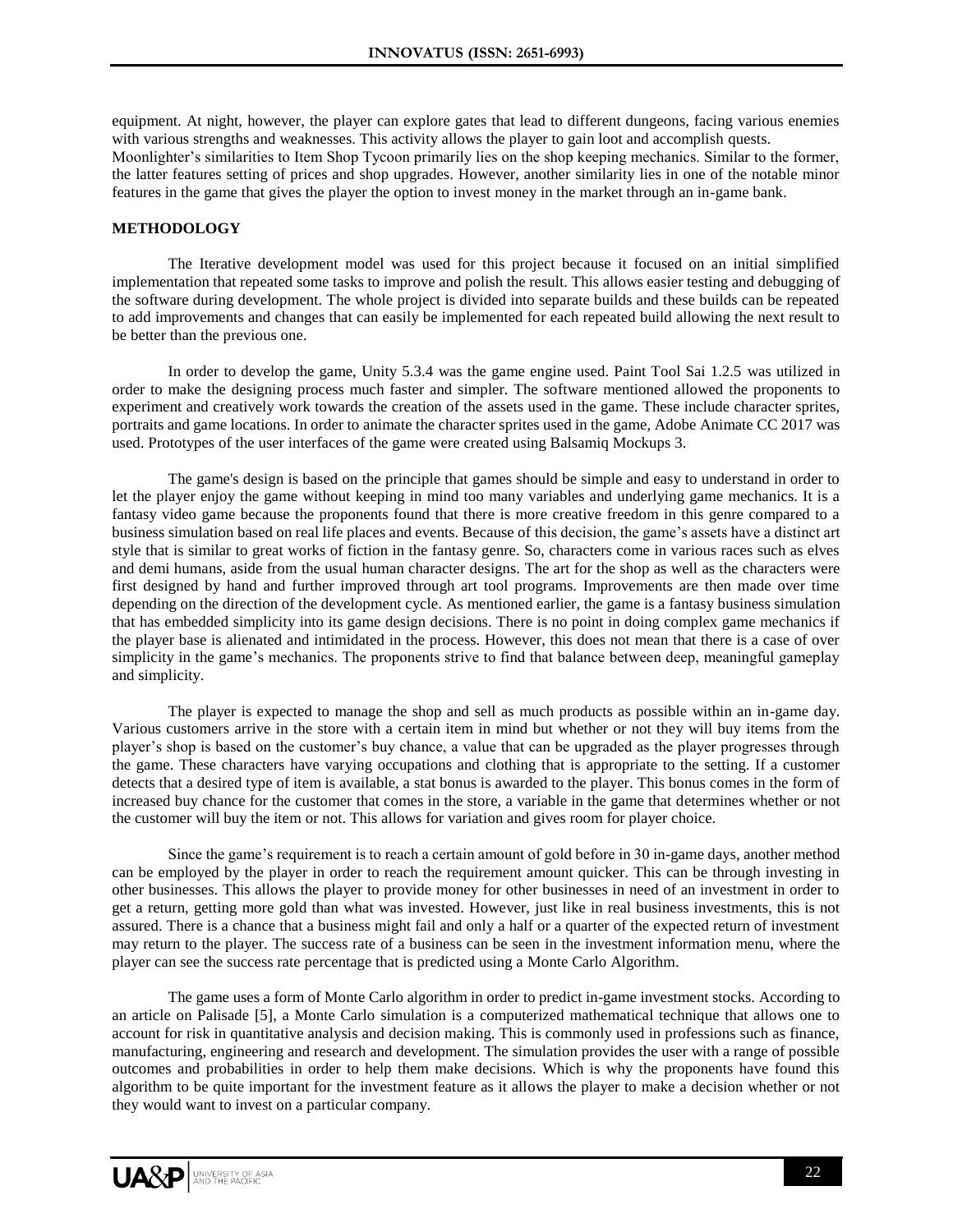equipment. At night, however, the player can explore gates that lead to different dungeons, facing various enemies with various strengths and weaknesses. This activity allows the player to gain loot and accomplish quests. Moonlighter's similarities to Item Shop Tycoon primarily lies on the shop keeping mechanics. Similar to the former, the latter features setting of prices and shop upgrades. However, another similarity lies in one of the notable minor features in the game that gives the player the option to invest money in the market through an in-game bank.

## METHODOLOGY

The Iterative development model was used for this project because it focused on an initial simplified implementation that repeated some tasks to improve and polish the result. This allows easier testing and debugging of the software during development. The whole project is divided into separate builds and these builds can be repeated to add improvements and changes that can easily be implemented for each repeated build allowing the next result to be better than the previous one.

In order to develop the game, Unity 5.3.4 was the game engine used. Paint Tool Sai 1.2.5 was utilized in order to make the designing process much faster and simpler. The software mentioned allowed the proponents to experiment and creatively work towards the creation of the assets used in the game. These include character sprites, portraits and game locations. In order to animate the character sprites used in the game, Adobe Animate CC 2017 was used. Prototypes of the user interfaces of the game were created using Balsamiq Mockups 3.

The game's design is based on the principle that games should be simple and easy to understand in order to let the player enjoy the game without keeping in mind too many variables and underlying game mechanics. It is a fantasy video game because the proponents found that there is more creative freedom in this genre compared to a business simulation based on real life places and events. Because of this decision, the game's assets have a distinct art style that is similar to great works of fiction in the fantasy genre. So, characters come in various races such as elves and demi humans, aside from the usual human character designs. The art for the shop as well as the characters were first designed by hand and further improved through art tool programs. Improvements are then made over time depending on the direction of the development cycle. As mentioned earlier, the game is a fantasy business simulation that has embedded simplicity into its game design decisions. There is no point in doing complex game mechanics if the player base is alienated and intimidated in the process. However, this does not mean that there is a case of over simplicity in the game's mechanics. The proponents strive to find that balance between deep, meaningful gameplay and simplicity.

The player is expected to manage the shop and sell as much products as possible within an in-game day. Various customers arrive in the store with a certain item in mind but whether or not they will buy items from the player's shop is based on the customer's buy chance, a value that can be upgraded as the player progresses through the game. These characters have varying occupations and clothing that is appropriate to the setting. If a customer detects that a desired type of item is available, a stat bonus is awarded to the player. This bonus comes in the form of increased buy chance for the customer that comes in the store, a variable in the game that determines whether or not the customer will buy the item or not. This allows for variation and gives room for player choice.

Since the game's requirement is to reach a certain amount of gold before in 30 in-game days, another method can be employed by the player in order to reach the requirement amount quicker. This can be through investing in other businesses. This allows the player to provide money for other businesses in need of an investment in order to get a return, getting more gold than what was invested. However, just like in real business investments, this is not assured. There is a chance that a business might fail and only a half or a quarter of the expected return of investment may return to the player. The success rate of a business can be seen in the investment information menu, where the player can see the success rate percentage that is predicted using a Monte Carlo Algorithm.

The game uses a form of Monte Carlo algorithm in order to predict in-game investment stocks. According to an article on Palisade [5], a Monte Carlo simulation is a computerized mathematical technique that allows one to account for risk in quantitative analysis and decision making. This is commonly used in professions such as finance, manufacturing, engineering and research and development. The simulation provides the user with a range of possible outcomes and probabilities in order to help them make decisions. Which is why the proponents have found this algorithm to be quite important for the investment feature as it allows the player to make a decision whether or not they would want to invest on a particular company.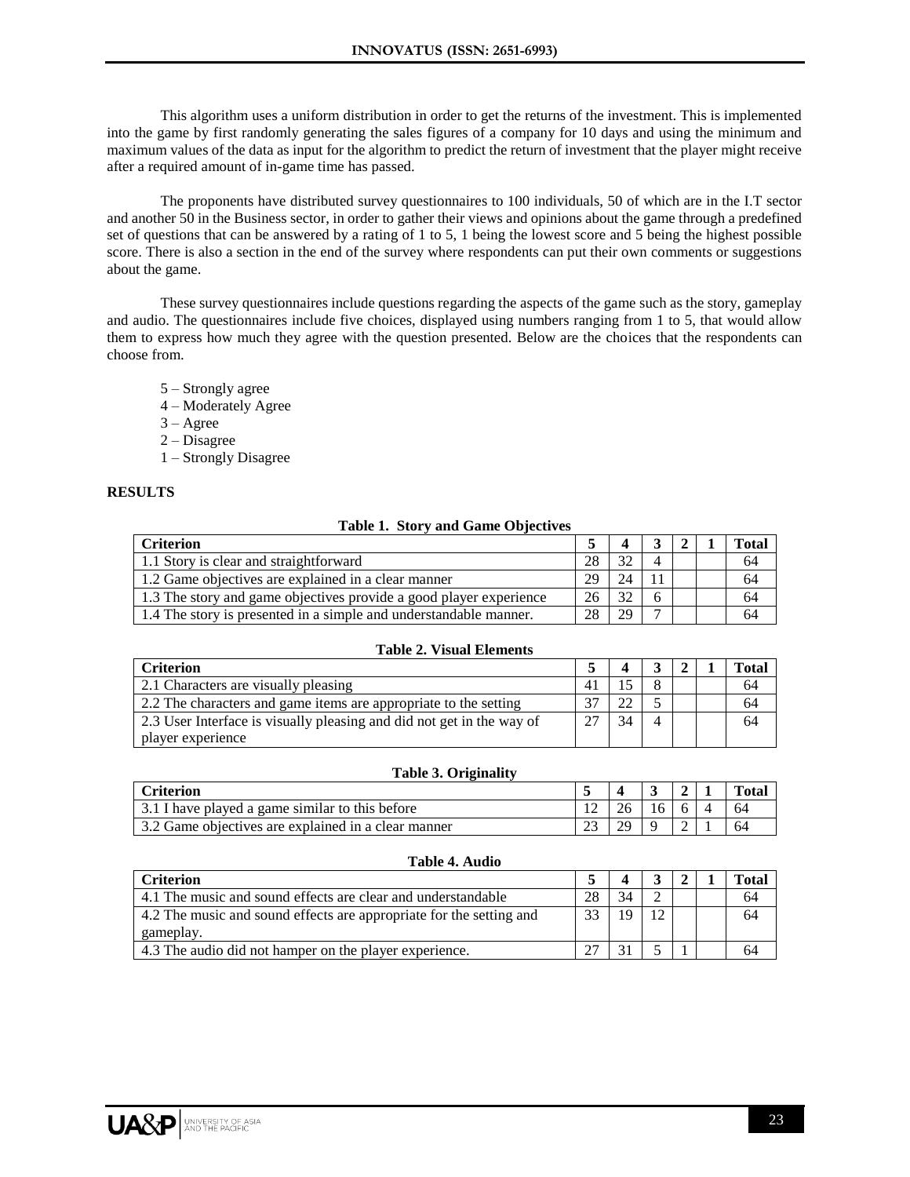This algorithm uses a uniform distribution in order to get the returns of the investment. This is implemented into the game by first randomly generating the sales figures of a company for 10 days and using the minimum and maximum values of the data as input for the algorithm to predict the return of investment that the player might receive after a required amount of in-game time has passed.

The proponents have distributed survey questionnaires to 100 individuals, 50 of which are in the I.T sector and another 50 in the Business sector, in order to gather their views and opinions about the game through a predefined set of questions that can be answered by a rating of 1 to 5, 1 being the lowest score and 5 being the highest possible score. There is also a section in the end of the survey where respondents can put their own comments or suggestions about the game.

These survey questionnaires include questions regarding the aspects of the game such as the story, gameplay and audio. The questionnaires include five choices, displayed using numbers ranging from 1 to 5, that would allow them to express how much they agree with the question presented. Below are the choices that the respondents can choose from.

5 – Strongly agree
4 – Moderately Agree
3 – Agree
2 – Disagree
1 – Strongly Disagree

## RESULTS

**Table 1. Story and Game Objectives**

| Criterion | 5 | 4 | 3 | 2 | 1 | Total |
|---|---|---|---|---|---|---|
| 1.1 Story is clear and straightforward | 28 | 32 | 4 | | | 64 |
| 1.2 Game objectives are explained in a clear manner | 29 | 24 | 11 | | | 64 |
| 1.3 The story and game objectives provide a good player experience | 26 | 32 | 6 | | | 64 |
| 1.4 The story is presented in a simple and understandable manner. | 28 | 29 | 7 | | | 64 |

**Table 2. Visual Elements**

| Criterion | 5 | 4 | 3 | 2 | 1 | Total |
|---|---|---|---|---|---|---|
| 2.1 Characters are visually pleasing | 41 | 15 | 8 | | | 64 |
| 2.2 The characters and game items are appropriate to the setting | 37 | 22 | 5 | | | 64 |
| 2.3 User Interface is visually pleasing and did not get in the way of player experience | 27 | 34 | 4 | | | 64 |

**Table 3. Originality**

| Criterion | 5 | 4 | 3 | 2 | 1 | Total |
|---|---|---|---|---|---|---|
| 3.1 I have played a game similar to this before | 12 | 26 | 16 | 6 | 4 | 64 |
| 3.2 Game objectives are explained in a clear manner | 23 | 29 | 9 | 2 | 1 | 64 |

**Table 4. Audio**

| Criterion | 5 | 4 | 3 | 2 | 1 | Total |
|---|---|---|---|---|---|---|
| 4.1 The music and sound effects are clear and understandable | 28 | 34 | 2 | | | 64 |
| 4.2 The music and sound effects are appropriate for the setting and gameplay. | 33 | 19 | 12 | | | 64 |
| 4.3 The audio did not hamper on the player experience. | 27 | 31 | 5 | 1 | | 64 |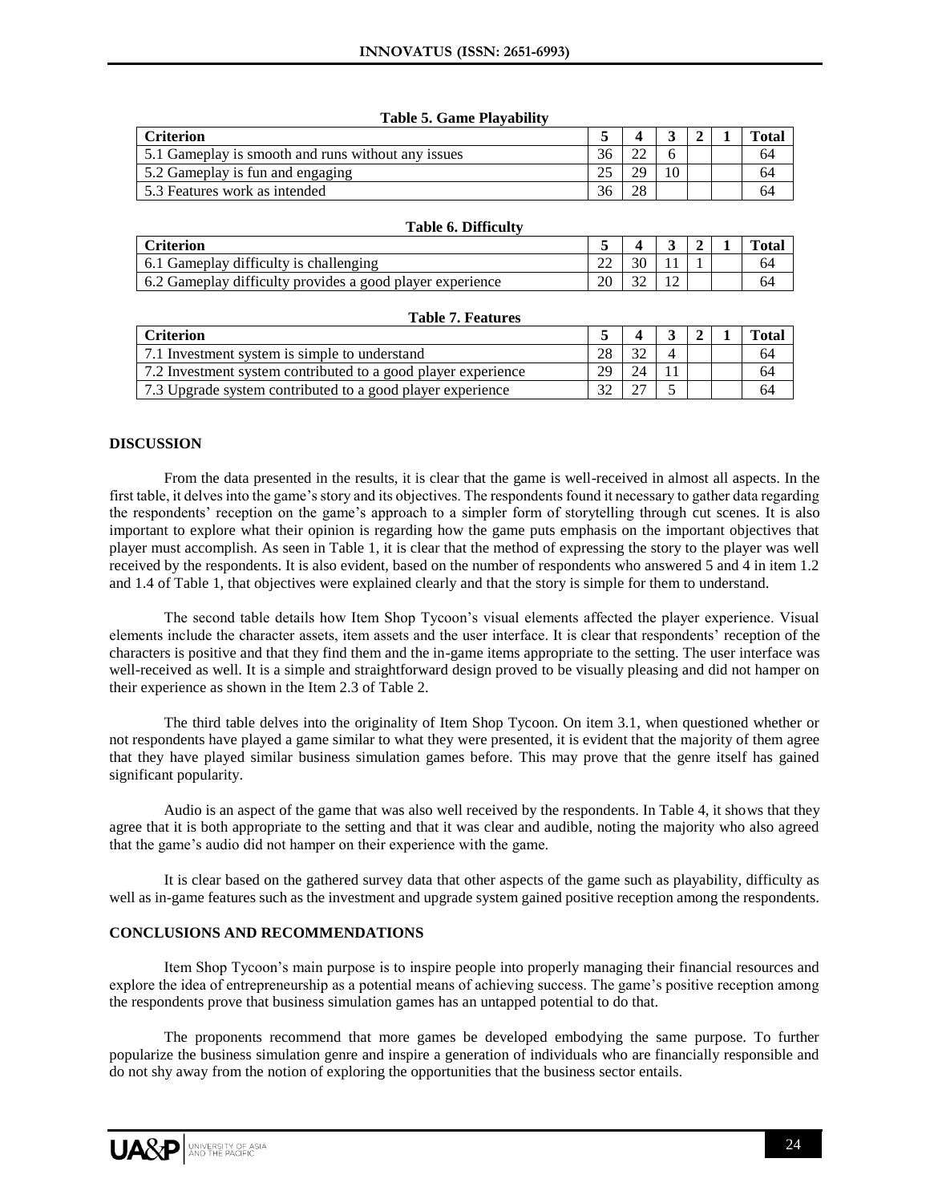**Table 5. Game Playability**

| Criterion | 5 | 4 | 3 | 2 | 1 | Total |
|---|---|---|---|---|---|---|
| 5.1 Gameplay is smooth and runs without any issues | 36 | 22 | 6 | | | 64 |
| 5.2 Gameplay is fun and engaging | 25 | 29 | 10 | | | 64 |
| 5.3 Features work as intended | 36 | 28 | | | | 64 |

**Table 6. Difficulty**

| Criterion | 5 | 4 | 3 | 2 | 1 | Total |
|---|---|---|---|---|---|---|
| 6.1 Gameplay difficulty is challenging | 22 | 30 | 11 | 1 | | 64 |
| 6.2 Gameplay difficulty provides a good player experience | 20 | 32 | 12 | | | 64 |

**Table 7. Features**

| Criterion | 5 | 4 | 3 | 2 | 1 | Total |
|---|---|---|---|---|---|---|
| 7.1 Investment system is simple to understand | 28 | 32 | 4 | | | 64 |
| 7.2 Investment system contributed to a good player experience | 29 | 24 | 11 | | | 64 |
| 7.3 Upgrade system contributed to a good player experience | 32 | 27 | 5 | | | 64 |

## DISCUSSION

From the data presented in the results, it is clear that the game is well-received in almost all aspects. In the first table, it delves into the game's story and its objectives. The respondents found it necessary to gather data regarding the respondents' reception on the game's approach to a simpler form of storytelling through cut scenes. It is also important to explore what their opinion is regarding how the game puts emphasis on the important objectives that player must accomplish. As seen in Table 1, it is clear that the method of expressing the story to the player was well received by the respondents. It is also evident, based on the number of respondents who answered 5 and 4 in item 1.2 and 1.4 of Table 1, that objectives were explained clearly and that the story is simple for them to understand.

The second table details how Item Shop Tycoon's visual elements affected the player experience. Visual elements include the character assets, item assets and the user interface. It is clear that respondents' reception of the characters is positive and that they find them and the in-game items appropriate to the setting. The user interface was well-received as well. It is a simple and straightforward design proved to be visually pleasing and did not hamper on their experience as shown in the Item 2.3 of Table 2.

The third table delves into the originality of Item Shop Tycoon. On item 3.1, when questioned whether or not respondents have played a game similar to what they were presented, it is evident that the majority of them agree that they have played similar business simulation games before. This may prove that the genre itself has gained significant popularity.

Audio is an aspect of the game that was also well received by the respondents. In Table 4, it shows that they agree that it is both appropriate to the setting and that it was clear and audible, noting the majority who also agreed that the game's audio did not hamper on their experience with the game.

It is clear based on the gathered survey data that other aspects of the game such as playability, difficulty as well as in-game features such as the investment and upgrade system gained positive reception among the respondents.

## CONCLUSIONS AND RECOMMENDATIONS

Item Shop Tycoon's main purpose is to inspire people into properly managing their financial resources and explore the idea of entrepreneurship as a potential means of achieving success. The game's positive reception among the respondents prove that business simulation games has an untapped potential to do that.

The proponents recommend that more games be developed embodying the same purpose. To further popularize the business simulation genre and inspire a generation of individuals who are financially responsible and do not shy away from the notion of exploring the opportunities that the business sector entails.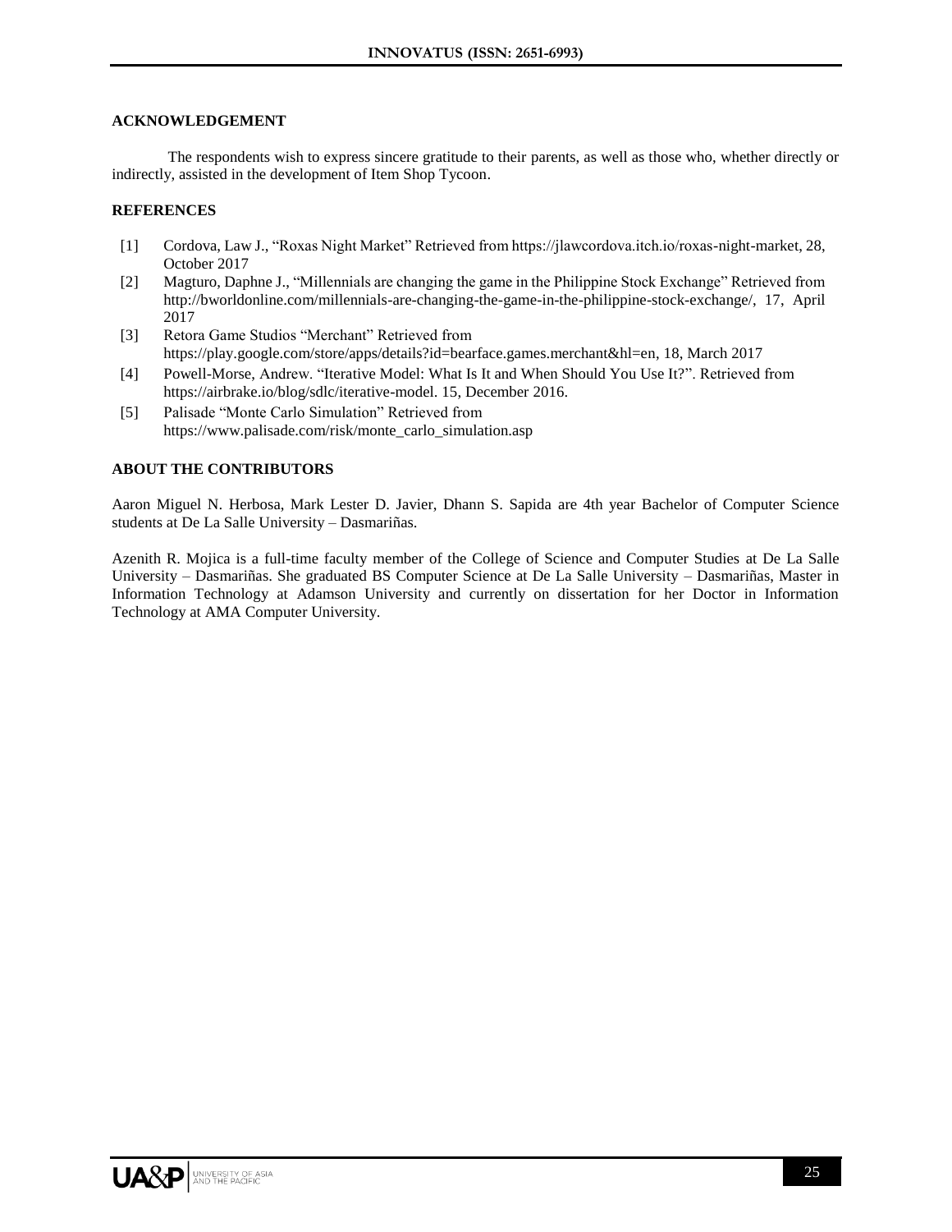## ACKNOWLEDGEMENT

The respondents wish to express sincere gratitude to their parents, as well as those who, whether directly or indirectly, assisted in the development of Item Shop Tycoon.

## REFERENCES

[1] Cordova, Law J., "Roxas Night Market" Retrieved from https://jlawcordova.itch.io/roxas-night-market, 28, October 2017

[2] Magturo, Daphne J., "Millennials are changing the game in the Philippine Stock Exchange" Retrieved from http://bworldonline.com/millennials-are-changing-the-game-in-the-philippine-stock-exchange/, 17, April 2017

[3] Retora Game Studios "Merchant" Retrieved from https://play.google.com/store/apps/details?id=bearface.games.merchant&hl=en, 18, March 2017

[4] Powell-Morse, Andrew. "Iterative Model: What Is It and When Should You Use It?". Retrieved from https://airbrake.io/blog/sdlc/iterative-model. 15, December 2016.

[5] Palisade "Monte Carlo Simulation" Retrieved from https://www.palisade.com/risk/monte_carlo_simulation.asp

## ABOUT THE CONTRIBUTORS

Aaron Miguel N. Herbosa, Mark Lester D. Javier, Dhann S. Sapida are 4th year Bachelor of Computer Science students at De La Salle University – Dasmariñas.

Azenith R. Mojica is a full-time faculty member of the College of Science and Computer Studies at De La Salle University – Dasmariñas. She graduated BS Computer Science at De La Salle University – Dasmariñas, Master in Information Technology at Adamson University and currently on dissertation for her Doctor in Information Technology at AMA Computer University.